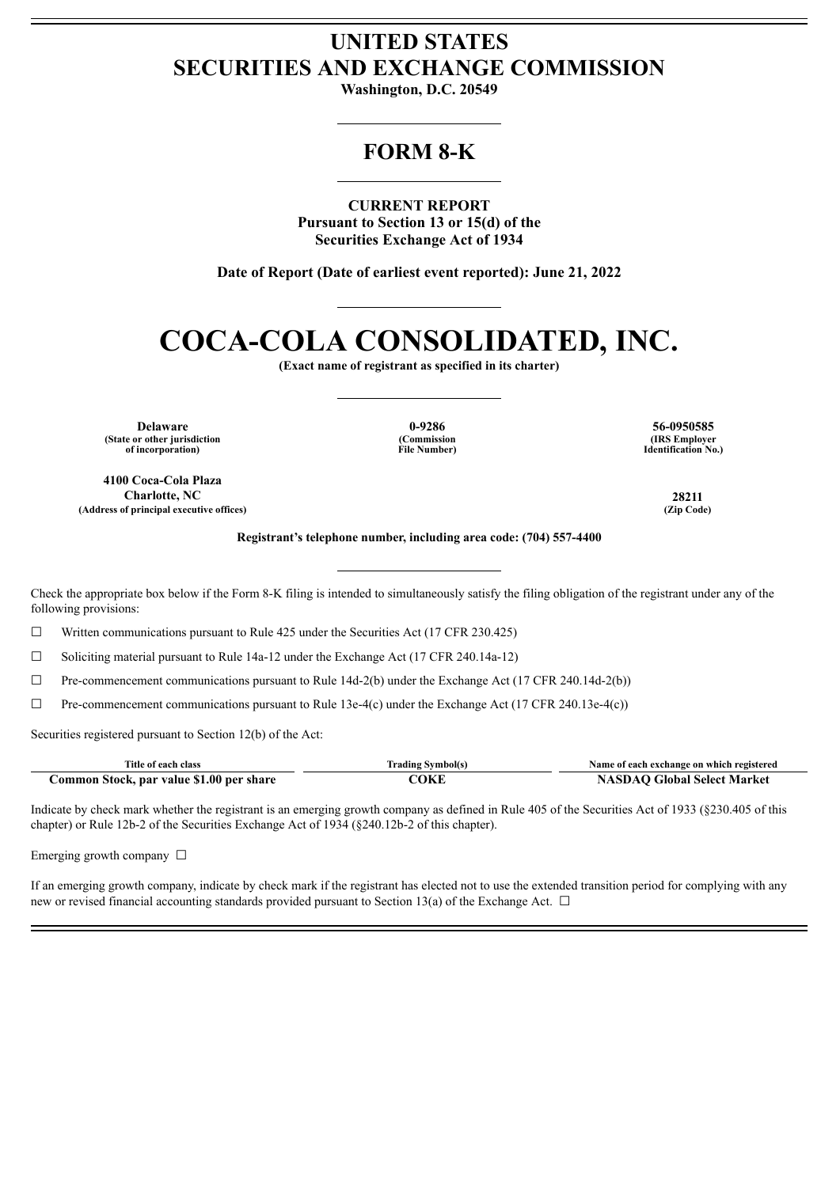# UNITED STATES SECURITIES AND EXCHANGE COMMISSION

**Washington, D.C. 20549**

## FORM 8-K

**CURRENT REPORT**
**Pursuant to Section 13 or 15(d) of the Securities Exchange Act of 1934**

**Date of Report (Date of earliest event reported): June 21, 2022**

# COCA-COLA CONSOLIDATED, INC.

**(Exact name of registrant as specified in its charter)**

| Delaware | 0-9286 | 56-0950585 |
|---|---|---|
| (State or other jurisdiction of incorporation) | (Commission File Number) | (IRS Employer Identification No.) |

| 4100 Coca-Cola Plaza Charlotte, NC | 28211 |
|---|---|
| (Address of principal executive offices) | (Zip Code) |

**Registrant's telephone number, including area code: (704) 557-4400**

Check the appropriate box below if the Form 8-K filing is intended to simultaneously satisfy the filing obligation of the registrant under any of the following provisions:

☐ Written communications pursuant to Rule 425 under the Securities Act (17 CFR 230.425)

☐ Soliciting material pursuant to Rule 14a-12 under the Exchange Act (17 CFR 240.14a-12)

☐ Pre-commencement communications pursuant to Rule 14d-2(b) under the Exchange Act (17 CFR 240.14d-2(b))

☐ Pre-commencement communications pursuant to Rule 13e-4(c) under the Exchange Act (17 CFR 240.13e-4(c))

Securities registered pursuant to Section 12(b) of the Act:

| Title of each class | Trading Symbol(s) | Name of each exchange on which registered |
|---|---|---|
| **Common Stock, par value $1.00 per share** | **COKE** | **NASDAQ Global Select Market** |

Indicate by check mark whether the registrant is an emerging growth company as defined in Rule 405 of the Securities Act of 1933 (§230.405 of this chapter) or Rule 12b-2 of the Securities Exchange Act of 1934 (§240.12b-2 of this chapter).

Emerging growth company ☐

If an emerging growth company, indicate by check mark if the registrant has elected not to use the extended transition period for complying with any new or revised financial accounting standards provided pursuant to Section 13(a) of the Exchange Act. ☐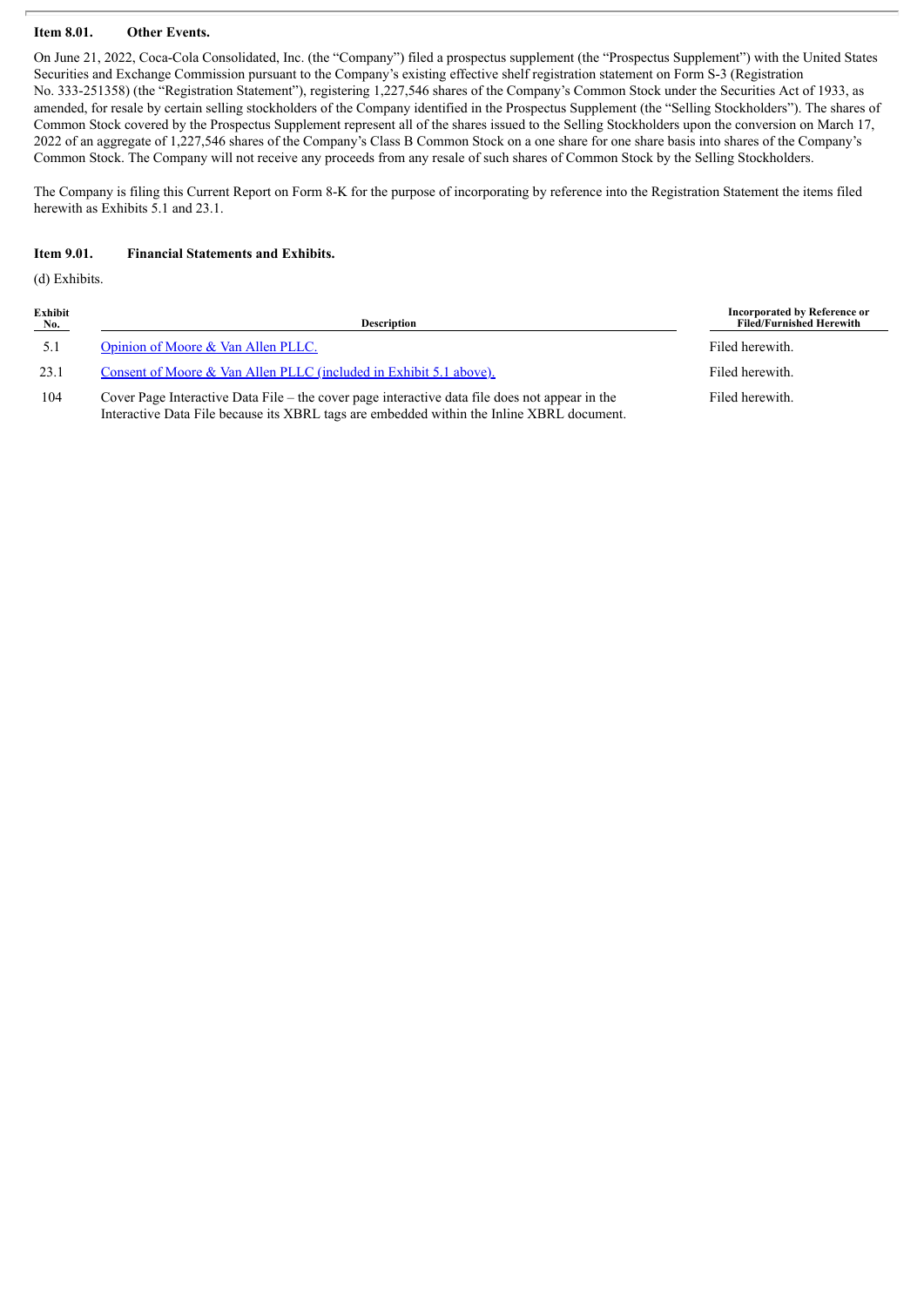**Item 8.01. Other Events.**

On June 21, 2022, Coca-Cola Consolidated, Inc. (the "Company") filed a prospectus supplement (the "Prospectus Supplement") with the United States Securities and Exchange Commission pursuant to the Company's existing effective shelf registration statement on Form S-3 (Registration No. 333-251358) (the "Registration Statement"), registering 1,227,546 shares of the Company's Common Stock under the Securities Act of 1933, as amended, for resale by certain selling stockholders of the Company identified in the Prospectus Supplement (the "Selling Stockholders"). The shares of Common Stock covered by the Prospectus Supplement represent all of the shares issued to the Selling Stockholders upon the conversion on March 17, 2022 of an aggregate of 1,227,546 shares of the Company's Class B Common Stock on a one share for one share basis into shares of the Company's Common Stock. The Company will not receive any proceeds from any resale of such shares of Common Stock by the Selling Stockholders.

The Company is filing this Current Report on Form 8-K for the purpose of incorporating by reference into the Registration Statement the items filed herewith as Exhibits 5.1 and 23.1.

**Item 9.01. Financial Statements and Exhibits.**

(d) Exhibits.

| Exhibit No. | Description | Incorporated by Reference or Filed/Furnished Herewith |
|---|---|---|
| 5.1 | Opinion of Moore & Van Allen PLLC. | Filed herewith. |
| 23.1 | Consent of Moore & Van Allen PLLC (included in Exhibit 5.1 above). | Filed herewith. |
| 104 | Cover Page Interactive Data File – the cover page interactive data file does not appear in the Interactive Data File because its XBRL tags are embedded within the Inline XBRL document. | Filed herewith. |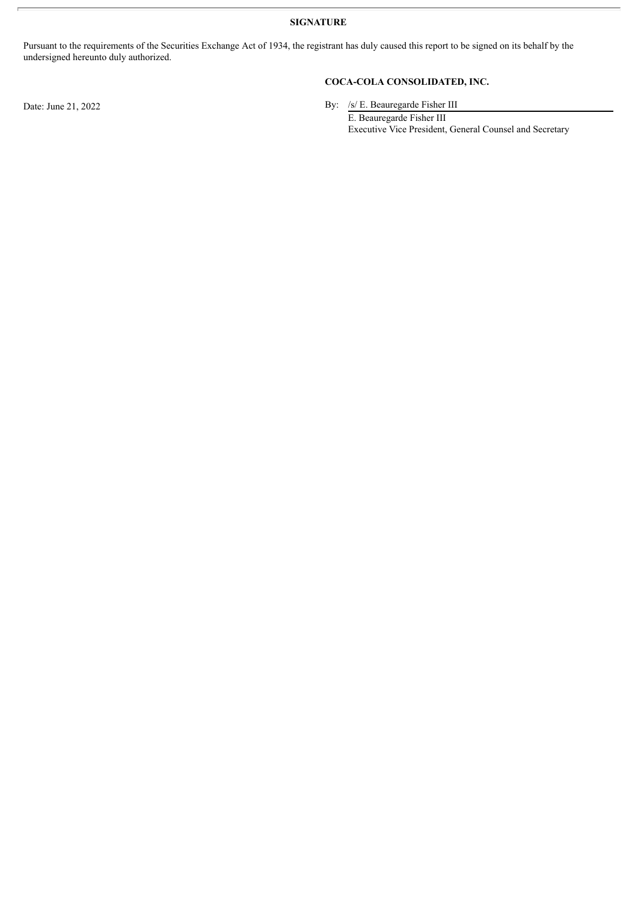**SIGNATURE**

Pursuant to the requirements of the Securities Exchange Act of 1934, the registrant has duly caused this report to be signed on its behalf by the undersigned hereunto duly authorized.

**COCA-COLA CONSOLIDATED, INC.**

Date: June 21, 2022

By: /s/ E. Beauregarde Fisher III

E. Beauregarde Fisher III
Executive Vice President, General Counsel and Secretary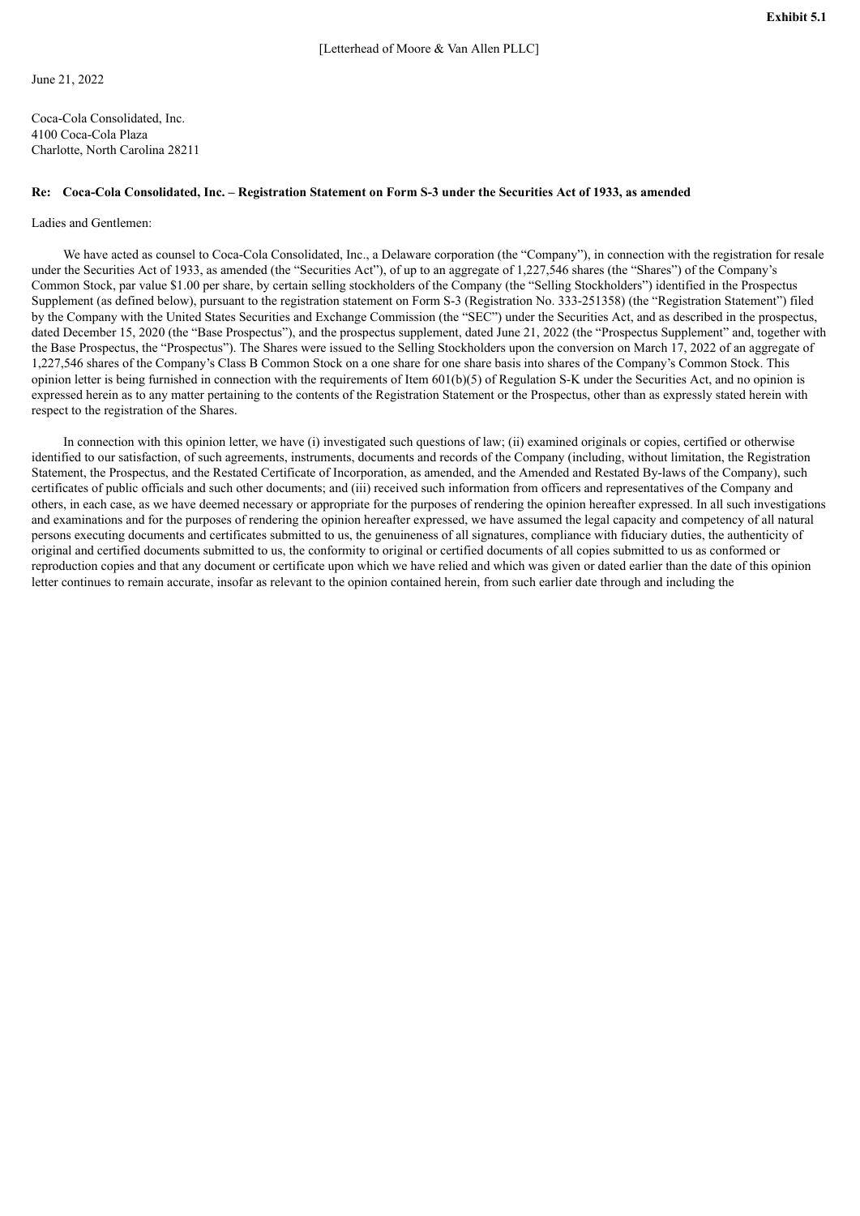**Exhibit 5.1**

[Letterhead of Moore & Van Allen PLLC]

June 21, 2022

Coca-Cola Consolidated, Inc.
4100 Coca-Cola Plaza
Charlotte, North Carolina 28211

**Re: Coca-Cola Consolidated, Inc. – Registration Statement on Form S-3 under the Securities Act of 1933, as amended**

Ladies and Gentlemen:

We have acted as counsel to Coca-Cola Consolidated, Inc., a Delaware corporation (the "Company"), in connection with the registration for resale under the Securities Act of 1933, as amended (the "Securities Act"), of up to an aggregate of 1,227,546 shares (the "Shares") of the Company's Common Stock, par value $1.00 per share, by certain selling stockholders of the Company (the "Selling Stockholders") identified in the Prospectus Supplement (as defined below), pursuant to the registration statement on Form S-3 (Registration No. 333-251358) (the "Registration Statement") filed by the Company with the United States Securities and Exchange Commission (the "SEC") under the Securities Act, and as described in the prospectus, dated December 15, 2020 (the "Base Prospectus"), and the prospectus supplement, dated June 21, 2022 (the "Prospectus Supplement" and, together with the Base Prospectus, the "Prospectus"). The Shares were issued to the Selling Stockholders upon the conversion on March 17, 2022 of an aggregate of 1,227,546 shares of the Company's Class B Common Stock on a one share for one share basis into shares of the Company's Common Stock. This opinion letter is being furnished in connection with the requirements of Item 601(b)(5) of Regulation S-K under the Securities Act, and no opinion is expressed herein as to any matter pertaining to the contents of the Registration Statement or the Prospectus, other than as expressly stated herein with respect to the registration of the Shares.

In connection with this opinion letter, we have (i) investigated such questions of law; (ii) examined originals or copies, certified or otherwise identified to our satisfaction, of such agreements, instruments, documents and records of the Company (including, without limitation, the Registration Statement, the Prospectus, and the Restated Certificate of Incorporation, as amended, and the Amended and Restated By-laws of the Company), such certificates of public officials and such other documents; and (iii) received such information from officers and representatives of the Company and others, in each case, as we have deemed necessary or appropriate for the purposes of rendering the opinion hereafter expressed. In all such investigations and examinations and for the purposes of rendering the opinion hereafter expressed, we have assumed the legal capacity and competency of all natural persons executing documents and certificates submitted to us, the genuineness of all signatures, compliance with fiduciary duties, the authenticity of original and certified documents submitted to us, the conformity to original or certified documents of all copies submitted to us as conformed or reproduction copies and that any document or certificate upon which we have relied and which was given or dated earlier than the date of this opinion letter continues to remain accurate, insofar as relevant to the opinion contained herein, from such earlier date through and including the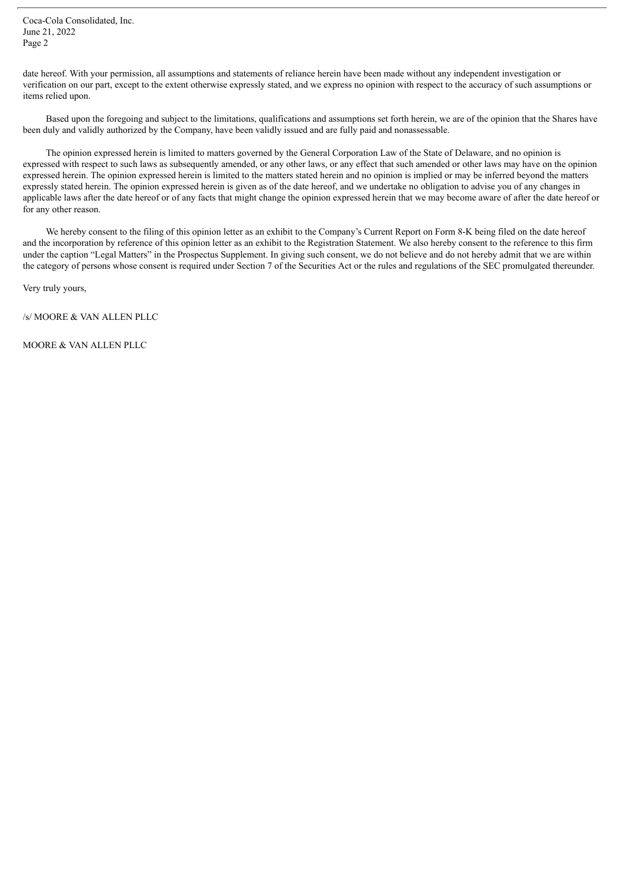date hereof. With your permission, all assumptions and statements of reliance herein have been made without any independent investigation or verification on our part, except to the extent otherwise expressly stated, and we express no opinion with respect to the accuracy of such assumptions or items relied upon.

Based upon the foregoing and subject to the limitations, qualifications and assumptions set forth herein, we are of the opinion that the Shares have been duly and validly authorized by the Company, have been validly issued and are fully paid and nonassessable.

The opinion expressed herein is limited to matters governed by the General Corporation Law of the State of Delaware, and no opinion is expressed with respect to such laws as subsequently amended, or any other laws, or any effect that such amended or other laws may have on the opinion expressed herein. The opinion expressed herein is limited to the matters stated herein and no opinion is implied or may be inferred beyond the matters expressly stated herein. The opinion expressed herein is given as of the date hereof, and we undertake no obligation to advise you of any changes in applicable laws after the date hereof or of any facts that might change the opinion expressed herein that we may become aware of after the date hereof or for any other reason.

We hereby consent to the filing of this opinion letter as an exhibit to the Company's Current Report on Form 8-K being filed on the date hereof and the incorporation by reference of this opinion letter as an exhibit to the Registration Statement. We also hereby consent to the reference to this firm under the caption "Legal Matters" in the Prospectus Supplement. In giving such consent, we do not believe and do not hereby admit that we are within the category of persons whose consent is required under Section 7 of the Securities Act or the rules and regulations of the SEC promulgated thereunder.

Very truly yours,

/s/ MOORE & VAN ALLEN PLLC

MOORE & VAN ALLEN PLLC